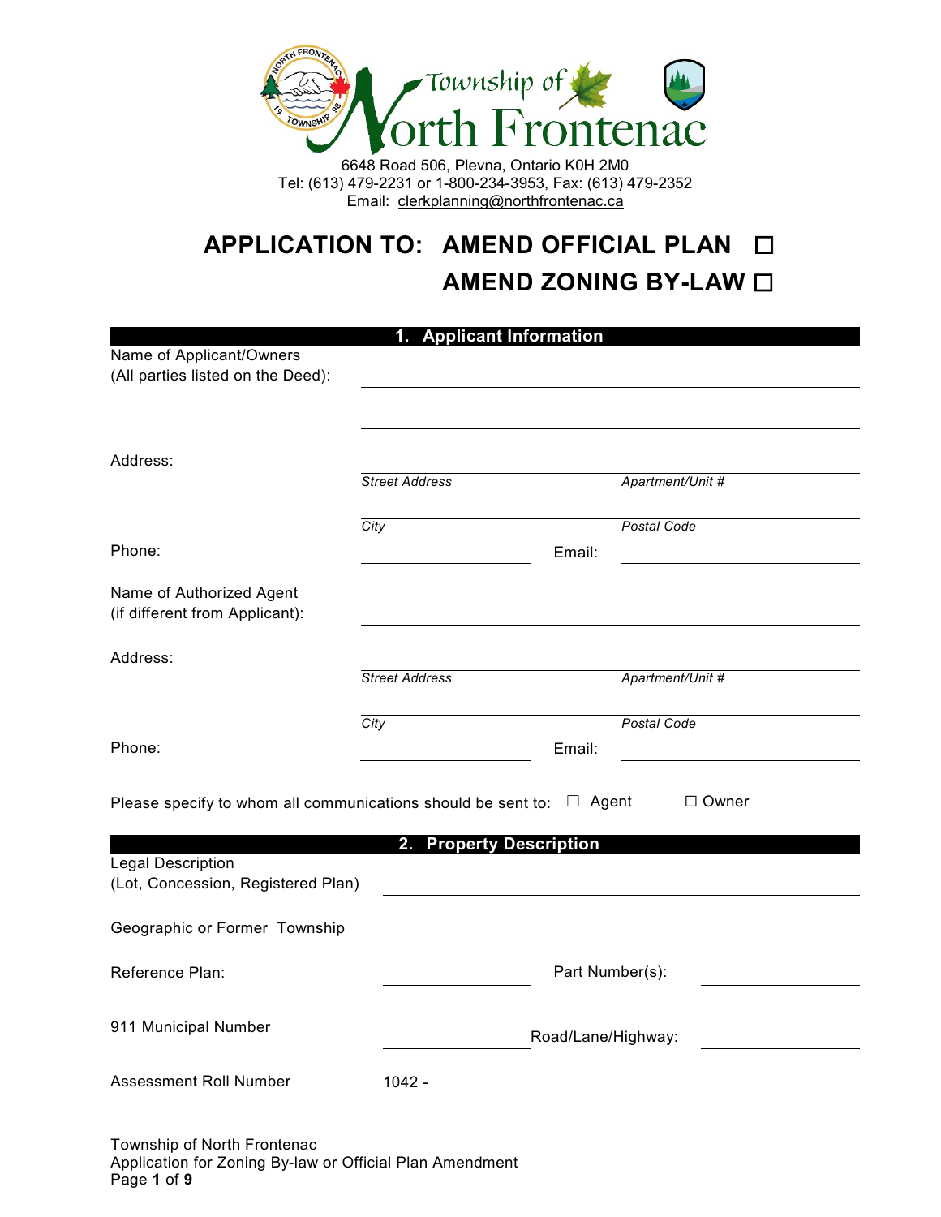Township of North Frontenac

6648 Road 506, Plevna, Ontario K0H 2M0
Tel: (613) 479-2231 or 1-800-234-3953, Fax: (613) 479-2352
Email: clerkplanning@northfrontenac.ca

# APPLICATION TO: AMEND OFFICIAL PLAN ☐
# AMEND ZONING BY-LAW ☐

## 1. Applicant Information

Name of Applicant/Owners (All parties listed on the Deed): ______________________

______________________

Address:

______________________ (*Street Address*) ______________________ (*Apartment/Unit #*)

______________________ (*City*) ______________________ (*Postal Code*)

Phone: ______________________ Email: ______________________

Name of Authorized Agent (if different from Applicant): ______________________

Address:

______________________ (*Street Address*) ______________________ (*Apartment/Unit #*)

______________________ (*City*) ______________________ (*Postal Code*)

Phone: ______________________ Email: ______________________

Please specify to whom all communications should be sent to: ☐ Agent ☐ Owner

## 2. Property Description

Legal Description (Lot, Concession, Registered Plan): ______________________

Geographic or Former Township: ______________________

Reference Plan: ______________________ Part Number(s): ______________________

911 Municipal Number: ______________________ Road/Lane/Highway: ______________________

Assessment Roll Number: 1042 - ______________________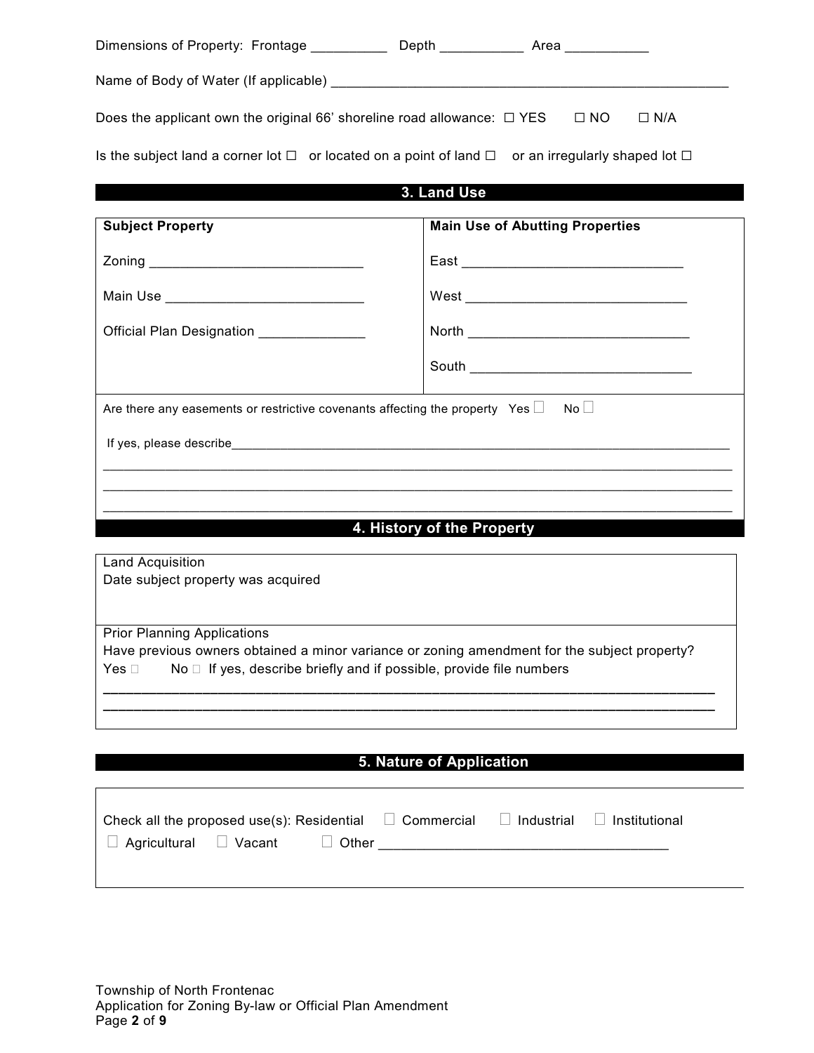Dimensions of Property: Frontage __________ Depth ___________ Area ___________

Name of Body of Water (If applicable) _______________________________________________________

Does the applicant own the original 66' shoreline road allowance: ☐ YES ☐ NO ☐ N/A

Is the subject land a corner lot ☐ or located on a point of land ☐ or an irregularly shaped lot ☐

## 3. Land Use

| Subject Property | Main Use of Abutting Properties |
|---|---|
| Zoning ____________________________ | East ______________________________ |
| Main Use __________________________ | West ______________________________ |
| Official Plan Designation ______________ | North ______________________________ |
| | South ______________________________ |

Are there any easements or restrictive covenants affecting the property Yes ☐ No ☐

If yes, please describe_______________________________________________________________________

_____________________________________________________________________________________

_____________________________________________________________________________________

_____________________________________________________________________________________

## 4. History of the Property

Land Acquisition
Date subject property was acquired

Prior Planning Applications
Have previous owners obtained a minor variance or zoning amendment for the subject property?
Yes ☐ No ☐ If yes, describe briefly and if possible, provide file numbers

_____________________________________________________________________________________

_____________________________________________________________________________________

## 5. Nature of Application

Check all the proposed use(s): Residential ☐ Commercial ☐ Industrial ☐ Institutional
☐ Agricultural ☐ Vacant ☐ Other _____________________________________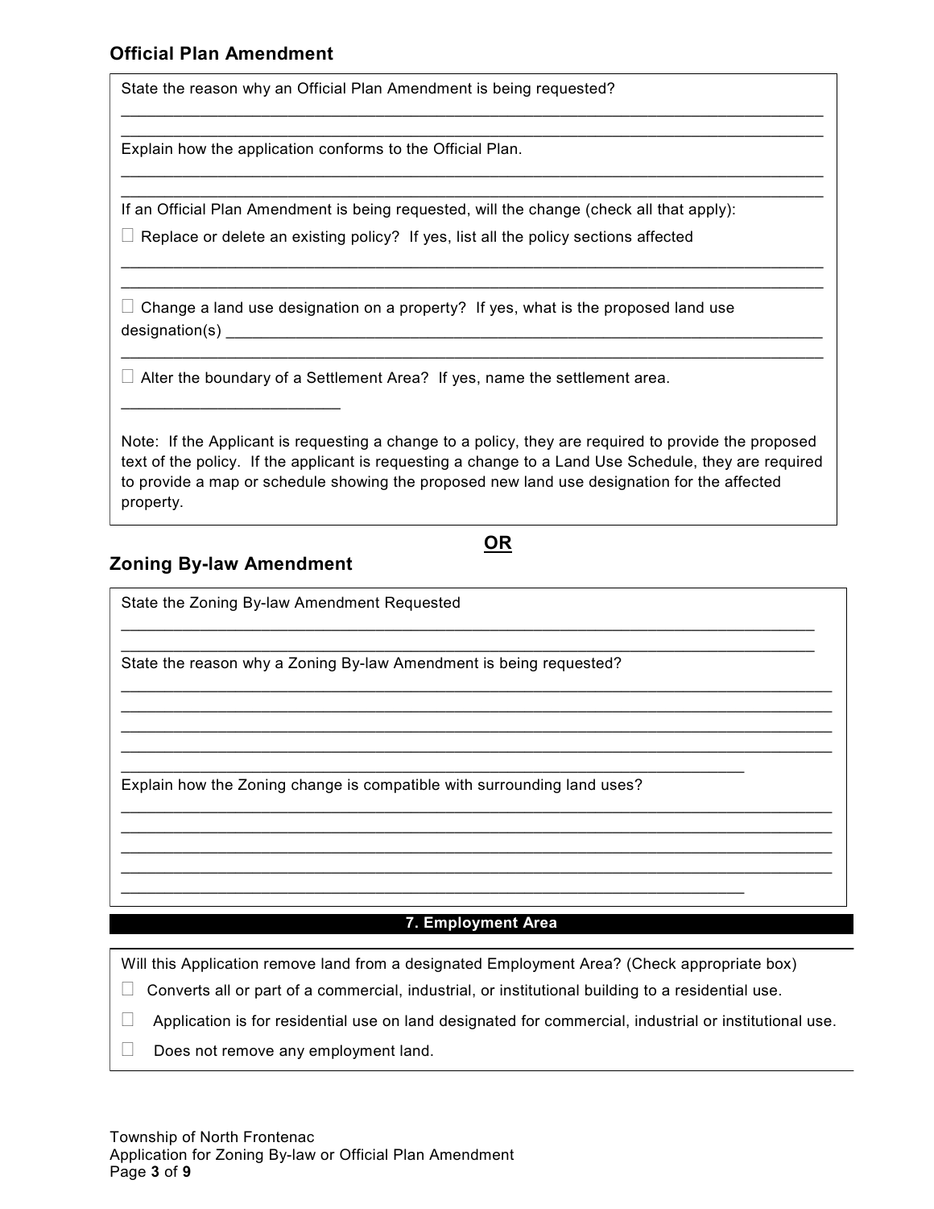### Official Plan Amendment

State the reason why an Official Plan Amendment is being requested?

______________________________________________________________________________
______________________________________________________________________________

Explain how the application conforms to the Official Plan.

______________________________________________________________________________
______________________________________________________________________________

If an Official Plan Amendment is being requested, will the change (check all that apply):

☐ Replace or delete an existing policy? If yes, list all the policy sections affected

______________________________________________________________________________
______________________________________________________________________________

☐ Change a land use designation on a property? If yes, what is the proposed land use designation(s) ________________________________________________________________
______________________________________________________________________________

☐ Alter the boundary of a Settlement Area? If yes, name the settlement area.

________________________

Note: If the Applicant is requesting a change to a policy, they are required to provide the proposed text of the policy. If the applicant is requesting a change to a Land Use Schedule, they are required to provide a map or schedule showing the proposed new land use designation for the affected property.

**OR**

### Zoning By-law Amendment

State the Zoning By-law Amendment Requested

______________________________________________________________________________
______________________________________________________________________________

State the reason why a Zoning By-law Amendment is being requested?

______________________________________________________________________________
______________________________________________________________________________
______________________________________________________________________________
______________________________________________________________________________
______________________________________________________________________

Explain how the Zoning change is compatible with surrounding land uses?

______________________________________________________________________________
______________________________________________________________________________
______________________________________________________________________________
______________________________________________________________________________
______________________________________________________________________

## 7. Employment Area

Will this Application remove land from a designated Employment Area? (Check appropriate box)

☐ Converts all or part of a commercial, industrial, or institutional building to a residential use.

☐ Application is for residential use on land designated for commercial, industrial or institutional use.

☐ Does not remove any employment land.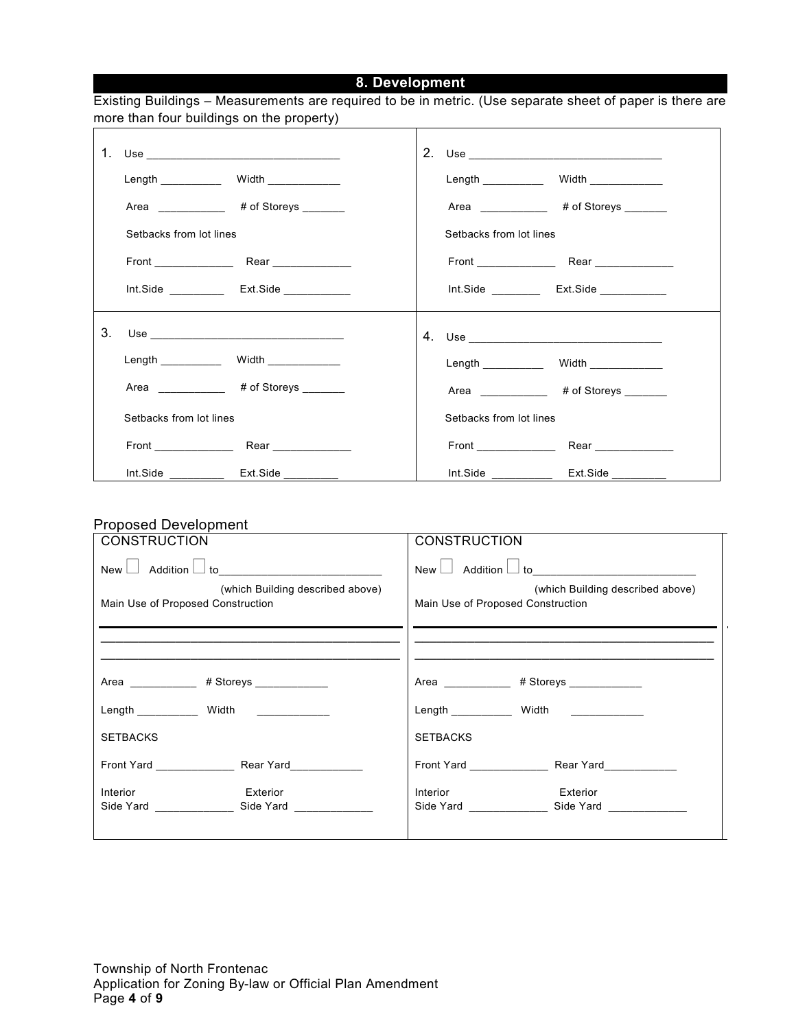## 8. Development

Existing Buildings – Measurements are required to be in metric. (Use separate sheet of paper is there are more than four buildings on the property)

| | |
|---|---|
| 1. Use ______________________________<br><br>Length __________ Width ____________<br><br>Area ___________ # of Storeys _______<br><br>Setbacks from lot lines<br><br>Front _____________ Rear _____________<br><br>Int.Side _________ Ext.Side ___________ | 2. Use ______________________________<br><br>Length __________ Width ____________<br><br>Area ___________ # of Storeys _______<br><br>Setbacks from lot lines<br><br>Front _____________ Rear _____________<br><br>Int.Side ________ Ext.Side ___________ |
| 3. Use ______________________________<br><br>Length __________ Width ____________<br><br>Area ___________ # of Storeys _______<br><br>Setbacks from lot lines<br><br>Front _____________ Rear _____________<br><br>Int.Side _________ Ext.Side _________ | 4. Use ______________________________<br><br>Length __________ Width ____________<br><br>Area ___________ # of Storeys _______<br><br>Setbacks from lot lines<br><br>Front _____________ Rear _____________<br><br>Int.Side __________ Ext.Side _________ |

Proposed Development

| | |
|---|---|
| CONSTRUCTION<br><br>New ☐ Addition ☐ to__________________________<br>(which Building described above)<br>Main Use of Proposed Construction<br><br>______________________________________________<br>______________________________________________<br>______________________________________________<br><br>Area ___________ # Storeys ____________<br><br>Length __________ Width ____________<br><br>SETBACKS<br><br>Front Yard _____________ Rear Yard____________<br><br>Interior Side Yard _____________ Exterior Side Yard _____________ | CONSTRUCTION<br><br>New ☐ Addition ☐ to__________________________<br>(which Building described above)<br>Main Use of Proposed Construction<br><br>______________________________________________<br>______________________________________________<br>______________________________________________<br><br>Area ___________ # Storeys ____________<br><br>Length __________ Width ____________<br><br>SETBACKS<br><br>Front Yard _____________ Rear Yard____________<br><br>Interior Side Yard _____________ Exterior Side Yard _____________ |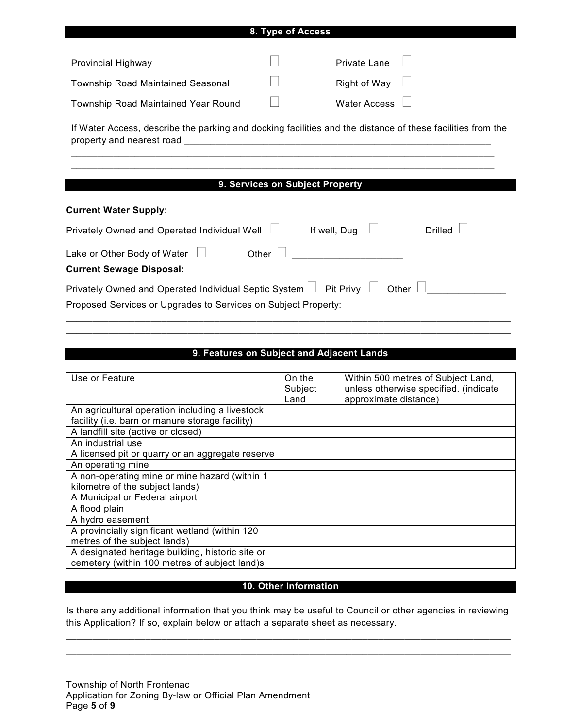## 8. Type of Access

Provincial Highway ☐ Private Lane ☐

Township Road Maintained Seasonal ☐ Right of Way ☐

Township Road Maintained Year Round ☐ Water Access ☐

If Water Access, describe the parking and docking facilities and the distance of these facilities from the property and nearest road ____________________________________________________________

____________________________________________________________________________________

____________________________________________________________________________________

## 9. Services on Subject Property

**Current Water Supply:**

Privately Owned and Operated Individual Well ☐ If well, Dug ☐ Drilled ☐

Lake or Other Body of Water ☐ Other ☐ ____________________

**Current Sewage Disposal:**

Privately Owned and Operated Individual Septic System ☐ Pit Privy ☐ Other ☐______________

Proposed Services or Upgrades to Services on Subject Property:

____________________________________________________________________________________

____________________________________________________________________________________

## 9. Features on Subject and Adjacent Lands

| Use or Feature | On the Subject Land | Within 500 metres of Subject Land, unless otherwise specified. (indicate approximate distance) |
|---|---|---|
| An agricultural operation including a livestock facility (i.e. barn or manure storage facility) | | |
| A landfill site (active or closed) | | |
| An industrial use | | |
| A licensed pit or quarry or an aggregate reserve | | |
| An operating mine | | |
| A non-operating mine or mine hazard (within 1 kilometre of the subject lands) | | |
| A Municipal or Federal airport | | |
| A flood plain | | |
| A hydro easement | | |
| A provincially significant wetland (within 120 metres of the subject lands) | | |
| A designated heritage building, historic site or cemetery (within 100 metres of subject land)s | | |

## 10. Other Information

Is there any additional information that you think may be useful to Council or other agencies in reviewing this Application? If so, explain below or attach a separate sheet as necessary.

____________________________________________________________________________________

____________________________________________________________________________________

Township of North Frontenac
Application for Zoning By-law or Official Plan Amendment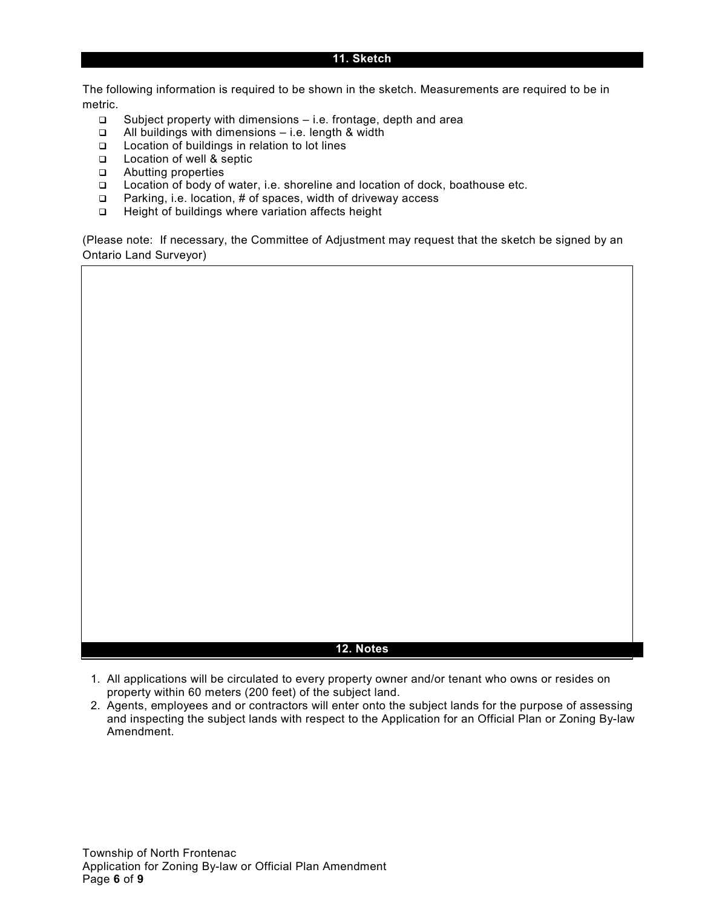## 11. Sketch

The following information is required to be shown in the sketch. Measurements are required to be in metric.

- ☐ Subject property with dimensions – i.e. frontage, depth and area
- ☐ All buildings with dimensions – i.e. length & width
- ☐ Location of buildings in relation to lot lines
- ☐ Location of well & septic
- ☐ Abutting properties
- ☐ Location of body of water, i.e. shoreline and location of dock, boathouse etc.
- ☐ Parking, i.e. location, # of spaces, width of driveway access
- ☐ Height of buildings where variation affects height

(Please note: If necessary, the Committee of Adjustment may request that the sketch be signed by an Ontario Land Surveyor)

## 12. Notes

1. All applications will be circulated to every property owner and/or tenant who owns or resides on property within 60 meters (200 feet) of the subject land.
2. Agents, employees and or contractors will enter onto the subject lands for the purpose of assessing and inspecting the subject lands with respect to the Application for an Official Plan or Zoning By-law Amendment.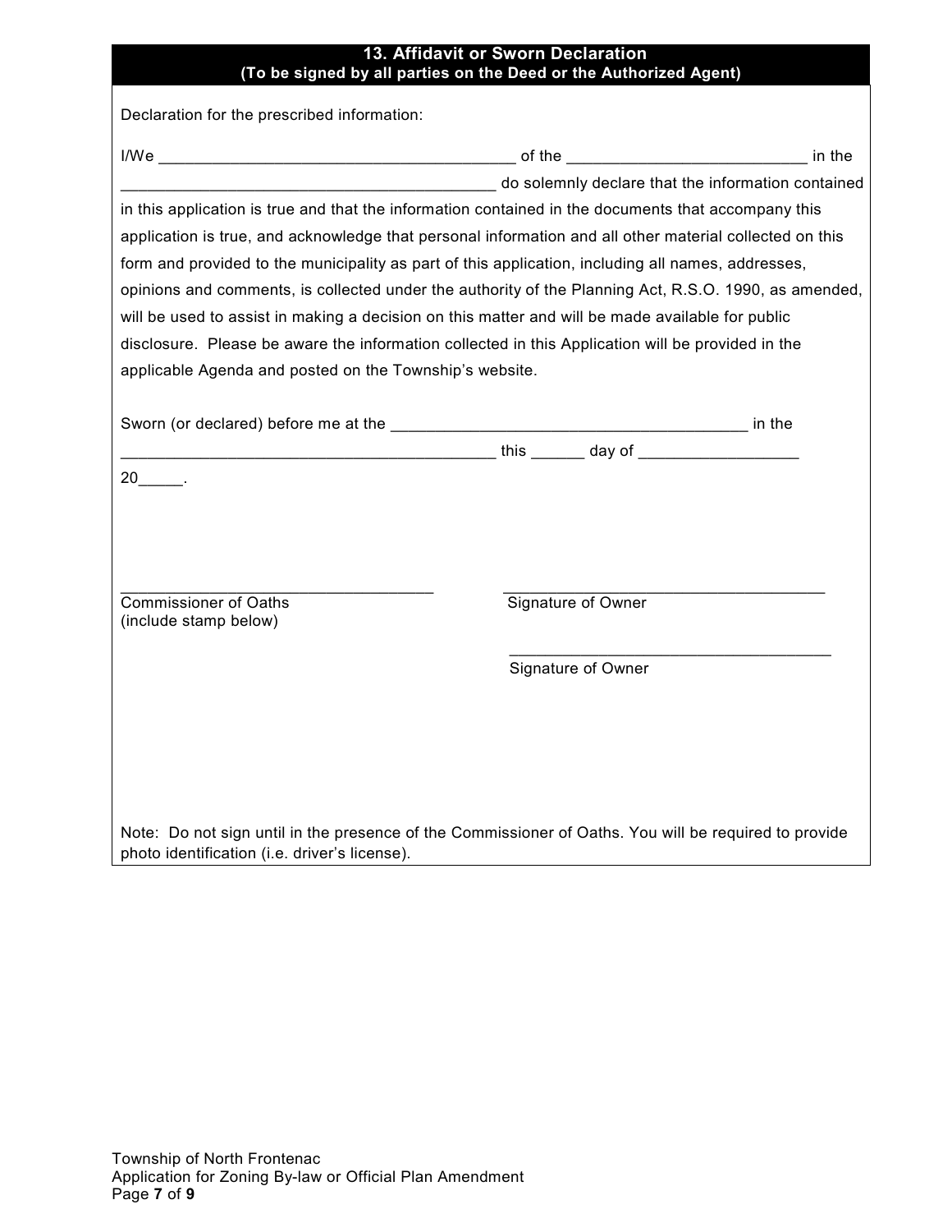## 13. Affidavit or Sworn Declaration
**(To be signed by all parties on the Deed or the Authorized Agent)**

Declaration for the prescribed information:

I/We ________________________________________ of the ___________________________ in the ________________________________________ do solemnly declare that the information contained in this application is true and that the information contained in the documents that accompany this application is true, and acknowledge that personal information and all other material collected on this form and provided to the municipality as part of this application, including all names, addresses, opinions and comments, is collected under the authority of the Planning Act, R.S.O. 1990, as amended, will be used to assist in making a decision on this matter and will be made available for public disclosure. Please be aware the information collected in this Application will be provided in the applicable Agenda and posted on the Township's website.

Sworn (or declared) before me at the ________________________________________ in the ________________________________________ this ______ day of __________________ 20_____.

___________________________________
Commissioner of Oaths
(include stamp below)

___________________________________
Signature of Owner

___________________________________
Signature of Owner

Note: Do not sign until in the presence of the Commissioner of Oaths. You will be required to provide photo identification (i.e. driver's license).

Township of North Frontenac
Application for Zoning By-law or Official Plan Amendment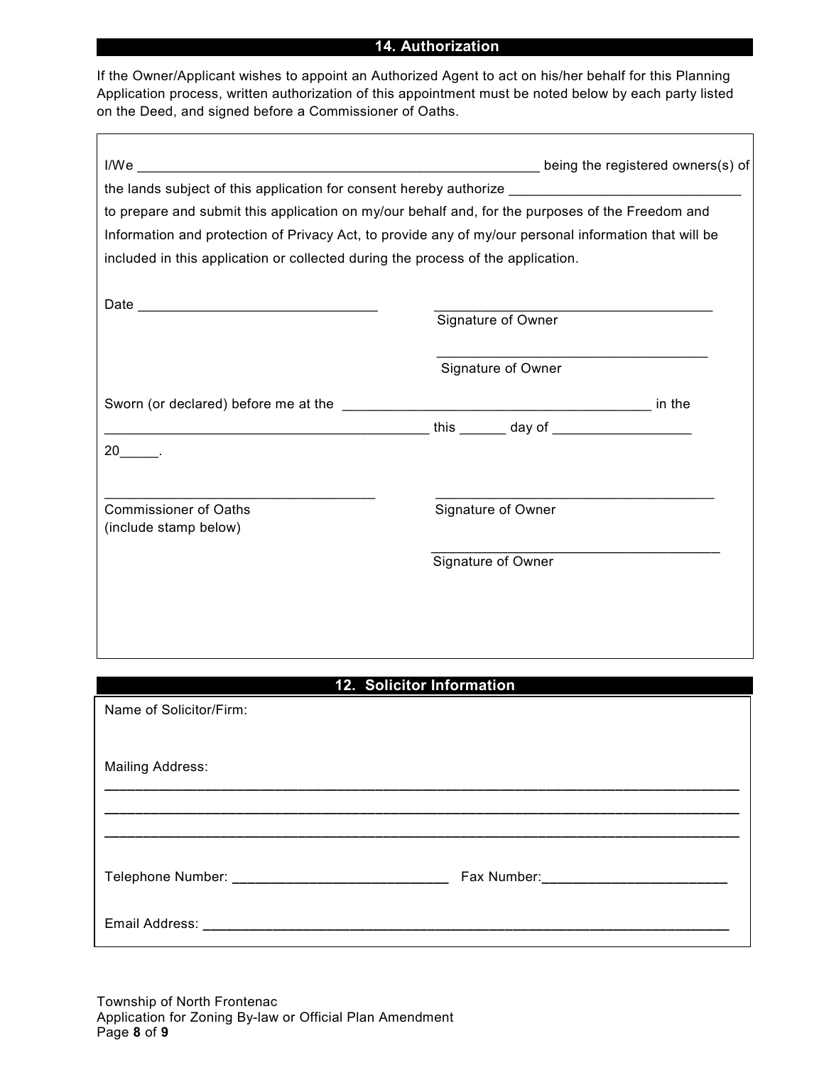## 14. Authorization

If the Owner/Applicant wishes to appoint an Authorized Agent to act on his/her behalf for this Planning Application process, written authorization of this appointment must be noted below by each party listed on the Deed, and signed before a Commissioner of Oaths.

I/We _______________________________________________________ being the registered owners(s) of the lands subject of this application for consent hereby authorize _______________________________ to prepare and submit this application on my/our behalf and, for the purposes of the Freedom and Information and protection of Privacy Act, to provide any of my/our personal information that will be included in this application or collected during the process of the application.

Date _______________________________

______________________________________
Signature of Owner

______________________________________
Signature of Owner

Sworn (or declared) before me at the ____________________________________________ in the ____________________________________________ this ______ day of __________________ 20_____.

____________________________________
Commissioner of Oaths
(include stamp below)

______________________________________
Signature of Owner

______________________________________
Signature of Owner

## 12. Solicitor Information

Name of Solicitor/Firm:

Mailing Address:
________________________________________________________________________________
________________________________________________________________________________
________________________________________________________________________________

Telephone Number: ____________________________ Fax Number:________________________

Email Address: ________________________________________________________________________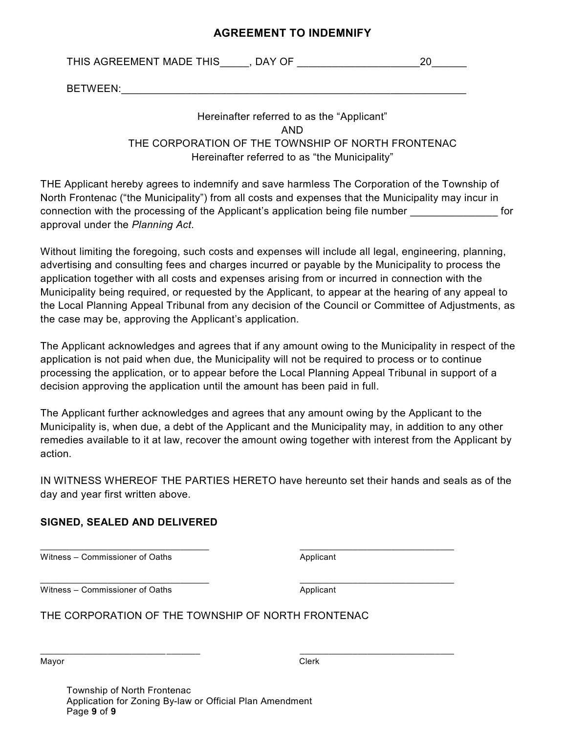## AGREEMENT TO INDEMNIFY

THIS AGREEMENT MADE THIS_____, DAY OF _____________________20______

BETWEEN:___________________________________________________________

Hereinafter referred to as the "Applicant"
AND
THE CORPORATION OF THE TOWNSHIP OF NORTH FRONTENAC
Hereinafter referred to as "the Municipality"

THE Applicant hereby agrees to indemnify and save harmless The Corporation of the Township of North Frontenac ("the Municipality") from all costs and expenses that the Municipality may incur in connection with the processing of the Applicant's application being file number _______________ for approval under the *Planning Act*.

Without limiting the foregoing, such costs and expenses will include all legal, engineering, planning, advertising and consulting fees and charges incurred or payable by the Municipality to process the application together with all costs and expenses arising from or incurred in connection with the Municipality being required, or requested by the Applicant, to appear at the hearing of any appeal to the Local Planning Appeal Tribunal from any decision of the Council or Committee of Adjustments, as the case may be, approving the Applicant's application.

The Applicant acknowledges and agrees that if any amount owing to the Municipality in respect of the application is not paid when due, the Municipality will not be required to process or to continue processing the application, or to appear before the Local Planning Appeal Tribunal in support of a decision approving the application until the amount has been paid in full.

The Applicant further acknowledges and agrees that any amount owing by the Applicant to the Municipality is, when due, a debt of the Applicant and the Municipality may, in addition to any other remedies available to it at law, recover the amount owing together with interest from the Applicant by action.

IN WITNESS WHEREOF THE PARTIES HERETO have hereunto set their hands and seals as of the day and year first written above.

**SIGNED, SEALED AND DELIVERED**

_________________________________ Witness – Commissioner of Oaths

_________________________________ Applicant

_________________________________ Witness – Commissioner of Oaths

_________________________________ Applicant

THE CORPORATION OF THE TOWNSHIP OF NORTH FRONTENAC

_________________________________ Mayor

_________________________________ Clerk